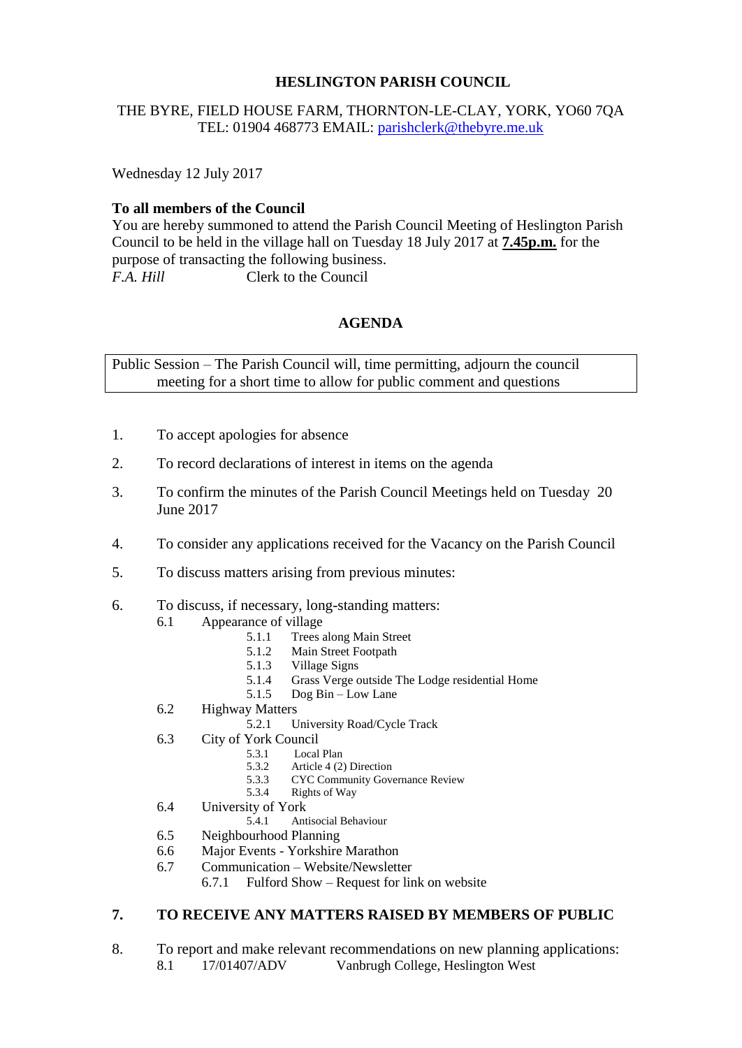**HESLINGTON PARISH COUNCIL**

THE BYRE, FIELD HOUSE FARM, THORNTON-LE-CLAY, YORK, YO60 7QA
TEL: 01904 468773 EMAIL: parishclerk@thebyre.me.uk

Wednesday 12 July 2017

**To all members of the Council**
You are hereby summoned to attend the Parish Council Meeting of Heslington Parish Council to be held in the village hall on Tuesday 18 July 2017 at **7.45p.m.** for the purpose of transacting the following business.
*F.A. Hill* Clerk to the Council

**AGENDA**

Public Session – The Parish Council will, time permitting, adjourn the council meeting for a short time to allow for public comment and questions

1. To accept apologies for absence
2. To record declarations of interest in items on the agenda
3. To confirm the minutes of the Parish Council Meetings held on Tuesday 20 June 2017
4. To consider any applications received for the Vacancy on the Parish Council
5. To discuss matters arising from previous minutes:
6. To discuss, if necessary, long-standing matters:
   - 6.1 Appearance of village
     - 5.1.1 Trees along Main Street
     - 5.1.2 Main Street Footpath
     - 5.1.3 Village Signs
     - 5.1.4 Grass Verge outside The Lodge residential Home
     - 5.1.5 Dog Bin – Low Lane
   - 6.2 Highway Matters
     - 5.2.1 University Road/Cycle Track
   - 6.3 City of York Council
     - 5.3.1 Local Plan
     - 5.3.2 Article 4 (2) Direction
     - 5.3.3 CYC Community Governance Review
     - 5.3.4 Rights of Way
   - 6.4 University of York
     - 5.4.1 Antisocial Behaviour
   - 6.5 Neighbourhood Planning
   - 6.6 Major Events - Yorkshire Marathon
   - 6.7 Communication – Website/Newsletter
     - 6.7.1 Fulford Show – Request for link on website

**7. TO RECEIVE ANY MATTERS RAISED BY MEMBERS OF PUBLIC**

8. To report and make relevant recommendations on new planning applications:
   - 8.1 17/01407/ADV Vanbrugh College, Heslington West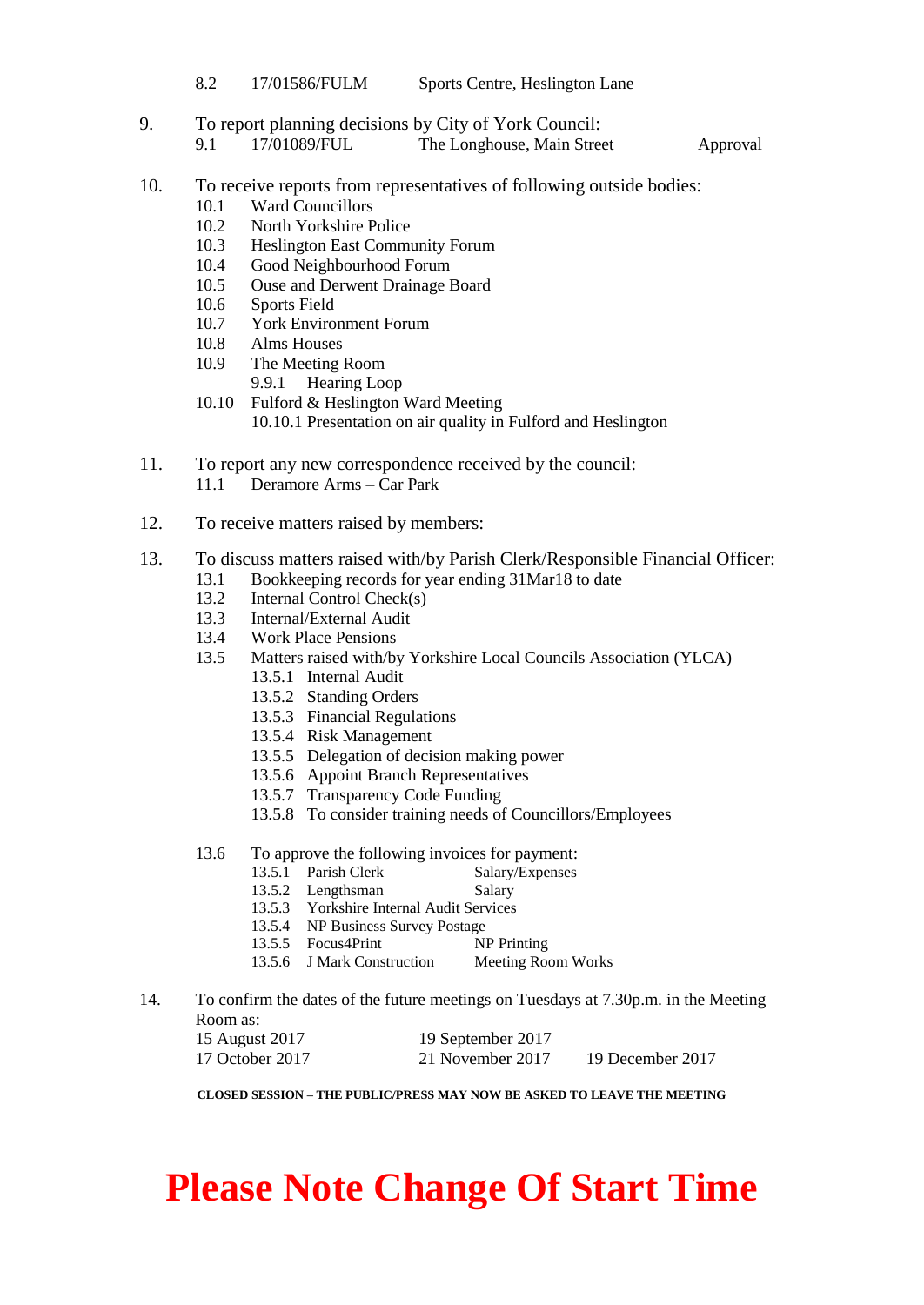8.2 17/01586/FULM Sports Centre, Heslington Lane

9. To report planning decisions by City of York Council:
   - 9.1 17/01089/FUL The Longhouse, Main Street Approval

10. To receive reports from representatives of following outside bodies:
    - 10.1 Ward Councillors
    - 10.2 North Yorkshire Police
    - 10.3 Heslington East Community Forum
    - 10.4 Good Neighbourhood Forum
    - 10.5 Ouse and Derwent Drainage Board
    - 10.6 Sports Field
    - 10.7 York Environment Forum
    - 10.8 Alms Houses
    - 10.9 The Meeting Room
      - 9.9.1 Hearing Loop
    - 10.10 Fulford & Heslington Ward Meeting
      - 10.10.1 Presentation on air quality in Fulford and Heslington

11. To report any new correspondence received by the council:
    - 11.1 Deramore Arms – Car Park

12. To receive matters raised by members:

13. To discuss matters raised with/by Parish Clerk/Responsible Financial Officer:
    - 13.1 Bookkeeping records for year ending 31Mar18 to date
    - 13.2 Internal Control Check(s)
    - 13.3 Internal/External Audit
    - 13.4 Work Place Pensions
    - 13.5 Matters raised with/by Yorkshire Local Councils Association (YLCA)
      - 13.5.1 Internal Audit
      - 13.5.2 Standing Orders
      - 13.5.3 Financial Regulations
      - 13.5.4 Risk Management
      - 13.5.5 Delegation of decision making power
      - 13.5.6 Appoint Branch Representatives
      - 13.5.7 Transparency Code Funding
      - 13.5.8 To consider training needs of Councillors/Employees
    - 13.6 To approve the following invoices for payment:

| | | |
|---|---|---|
| 13.5.1 | Parish Clerk | Salary/Expenses |
| 13.5.2 | Lengthsman | Salary |
| 13.5.3 | Yorkshire Internal Audit Services | |
| 13.5.4 | NP Business Survey Postage | |
| 13.5.5 | Focus4Print | NP Printing |
| 13.5.6 | J Mark Construction | Meeting Room Works |

14. To confirm the dates of the future meetings on Tuesdays at 7.30p.m. in the Meeting Room as:

| | | |
|---|---|---|
| 15 August 2017 | 19 September 2017 | |
| 17 October 2017 | 21 November 2017 | 19 December 2017 |

**CLOSED SESSION – THE PUBLIC/PRESS MAY NOW BE ASKED TO LEAVE THE MEETING**

# Please Note Change Of Start Time